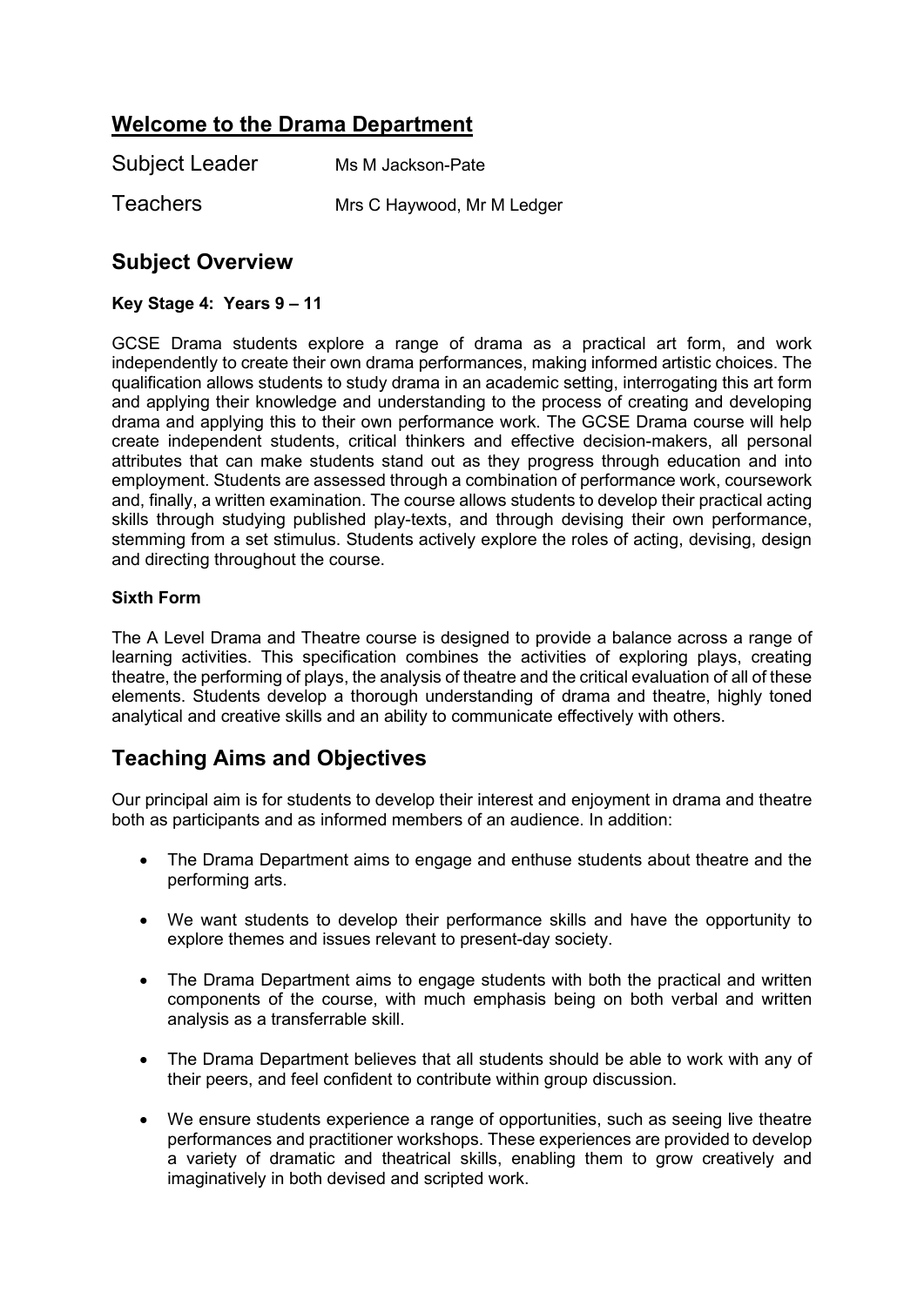## Welcome to the Drama Department

Subject Leader Ms M Jackson-Pate

Teachers Mrs C Haywood, Mr M Ledger

## Subject Overview

**Key Stage 4: Years 9 – 11**

GCSE Drama students explore a range of drama as a practical art form, and work independently to create their own drama performances, making informed artistic choices. The qualification allows students to study drama in an academic setting, interrogating this art form and applying their knowledge and understanding to the process of creating and developing drama and applying this to their own performance work. The GCSE Drama course will help create independent students, critical thinkers and effective decision-makers, all personal attributes that can make students stand out as they progress through education and into employment. Students are assessed through a combination of performance work, coursework and, finally, a written examination. The course allows students to develop their practical acting skills through studying published play-texts, and through devising their own performance, stemming from a set stimulus. Students actively explore the roles of acting, devising, design and directing throughout the course.

**Sixth Form**

The A Level Drama and Theatre course is designed to provide a balance across a range of learning activities. This specification combines the activities of exploring plays, creating theatre, the performing of plays, the analysis of theatre and the critical evaluation of all of these elements. Students develop a thorough understanding of drama and theatre, highly toned analytical and creative skills and an ability to communicate effectively with others.

## Teaching Aims and Objectives

Our principal aim is for students to develop their interest and enjoyment in drama and theatre both as participants and as informed members of an audience. In addition:

- The Drama Department aims to engage and enthuse students about theatre and the performing arts.
- We want students to develop their performance skills and have the opportunity to explore themes and issues relevant to present-day society.
- The Drama Department aims to engage students with both the practical and written components of the course, with much emphasis being on both verbal and written analysis as a transferrable skill.
- The Drama Department believes that all students should be able to work with any of their peers, and feel confident to contribute within group discussion.
- We ensure students experience a range of opportunities, such as seeing live theatre performances and practitioner workshops. These experiences are provided to develop a variety of dramatic and theatrical skills, enabling them to grow creatively and imaginatively in both devised and scripted work.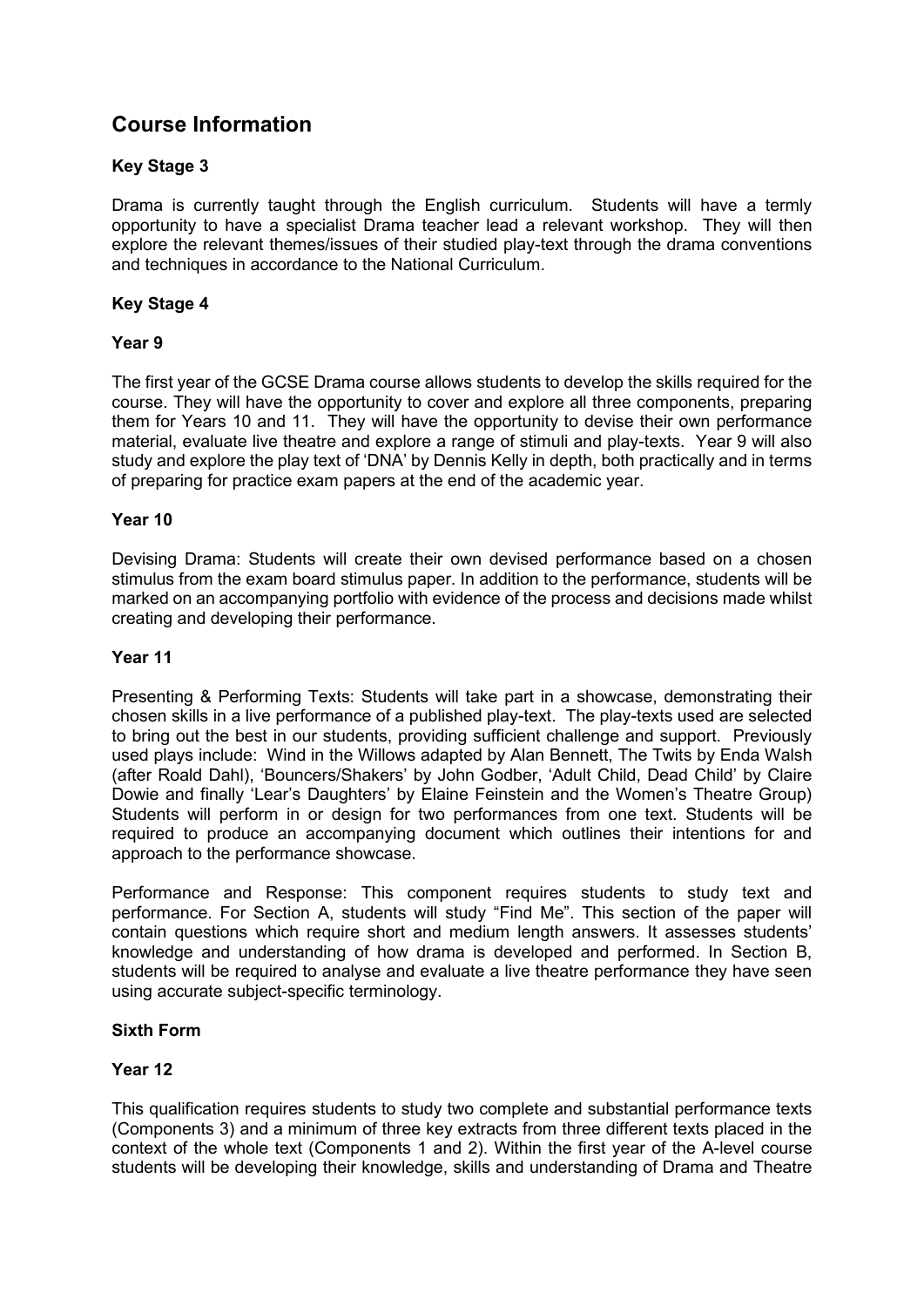## Course Information

### Key Stage 3

Drama is currently taught through the English curriculum. Students will have a termly opportunity to have a specialist Drama teacher lead a relevant workshop. They will then explore the relevant themes/issues of their studied play-text through the drama conventions and techniques in accordance to the National Curriculum.

### Key Stage 4

#### Year 9

The first year of the GCSE Drama course allows students to develop the skills required for the course. They will have the opportunity to cover and explore all three components, preparing them for Years 10 and 11. They will have the opportunity to devise their own performance material, evaluate live theatre and explore a range of stimuli and play-texts. Year 9 will also study and explore the play text of 'DNA' by Dennis Kelly in depth, both practically and in terms of preparing for practice exam papers at the end of the academic year.

#### Year 10

Devising Drama: Students will create their own devised performance based on a chosen stimulus from the exam board stimulus paper. In addition to the performance, students will be marked on an accompanying portfolio with evidence of the process and decisions made whilst creating and developing their performance.

#### Year 11

Presenting & Performing Texts: Students will take part in a showcase, demonstrating their chosen skills in a live performance of a published play-text. The play-texts used are selected to bring out the best in our students, providing sufficient challenge and support. Previously used plays include: Wind in the Willows adapted by Alan Bennett, The Twits by Enda Walsh (after Roald Dahl), 'Bouncers/Shakers' by John Godber, 'Adult Child, Dead Child' by Claire Dowie and finally 'Lear's Daughters' by Elaine Feinstein and the Women's Theatre Group) Students will perform in or design for two performances from one text. Students will be required to produce an accompanying document which outlines their intentions for and approach to the performance showcase.

Performance and Response: This component requires students to study text and performance. For Section A, students will study "Find Me". This section of the paper will contain questions which require short and medium length answers. It assesses students' knowledge and understanding of how drama is developed and performed. In Section B, students will be required to analyse and evaluate a live theatre performance they have seen using accurate subject-specific terminology.

### Sixth Form

#### Year 12

This qualification requires students to study two complete and substantial performance texts (Components 3) and a minimum of three key extracts from three different texts placed in the context of the whole text (Components 1 and 2). Within the first year of the A-level course students will be developing their knowledge, skills and understanding of Drama and Theatre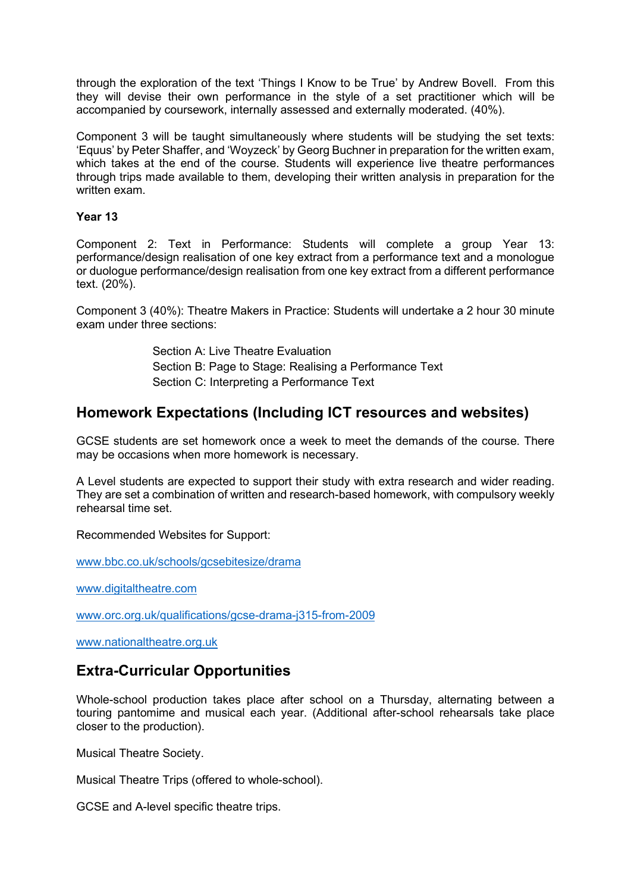through the exploration of the text ‘Things I Know to be True’ by Andrew Bovell. From this they will devise their own performance in the style of a set practitioner which will be accompanied by coursework, internally assessed and externally moderated. (40%).

Component 3 will be taught simultaneously where students will be studying the set texts: ‘Equus’ by Peter Shaffer, and ‘Woyzeck’ by Georg Buchner in preparation for the written exam, which takes at the end of the course. Students will experience live theatre performances through trips made available to them, developing their written analysis in preparation for the written exam.

**Year 13**

Component 2: Text in Performance: Students will complete a group Year 13: performance/design realisation of one key extract from a performance text and a monologue or duologue performance/design realisation from one key extract from a different performance text. (20%).

Component 3 (40%): Theatre Makers in Practice: Students will undertake a 2 hour 30 minute exam under three sections:

> Section A: Live Theatre Evaluation
> Section B: Page to Stage: Realising a Performance Text
> Section C: Interpreting a Performance Text

## Homework Expectations (Including ICT resources and websites)

GCSE students are set homework once a week to meet the demands of the course. There may be occasions when more homework is necessary.

A Level students are expected to support their study with extra research and wider reading. They are set a combination of written and research-based homework, with compulsory weekly rehearsal time set.

Recommended Websites for Support:

www.bbc.co.uk/schools/gcsebitesize/drama

www.digitaltheatre.com

www.orc.org.uk/qualifications/gcse-drama-j315-from-2009

www.nationaltheatre.org.uk

## Extra-Curricular Opportunities

Whole-school production takes place after school on a Thursday, alternating between a touring pantomime and musical each year. (Additional after-school rehearsals take place closer to the production).

Musical Theatre Society.

Musical Theatre Trips (offered to whole-school).

GCSE and A-level specific theatre trips.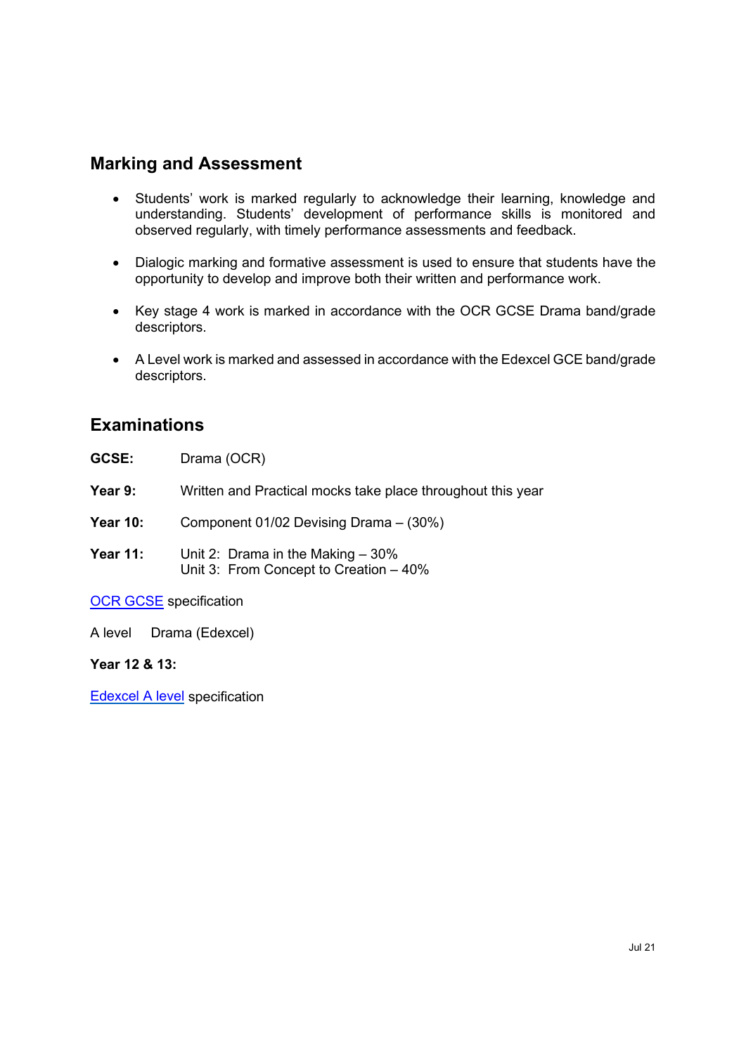## Marking and Assessment

- Students' work is marked regularly to acknowledge their learning, knowledge and understanding. Students' development of performance skills is monitored and observed regularly, with timely performance assessments and feedback.
- Dialogic marking and formative assessment is used to ensure that students have the opportunity to develop and improve both their written and performance work.
- Key stage 4 work is marked in accordance with the OCR GCSE Drama band/grade descriptors.
- A Level work is marked and assessed in accordance with the Edexcel GCE band/grade descriptors.

## Examinations

**GCSE:** Drama (OCR)

**Year 9:** Written and Practical mocks take place throughout this year

**Year 10:** Component 01/02 Devising Drama – (30%)

**Year 11:** Unit 2: Drama in the Making – 30%
Unit 3: From Concept to Creation – 40%

OCR GCSE specification

A level Drama (Edexcel)

**Year 12 & 13:**

Edexcel A level specification